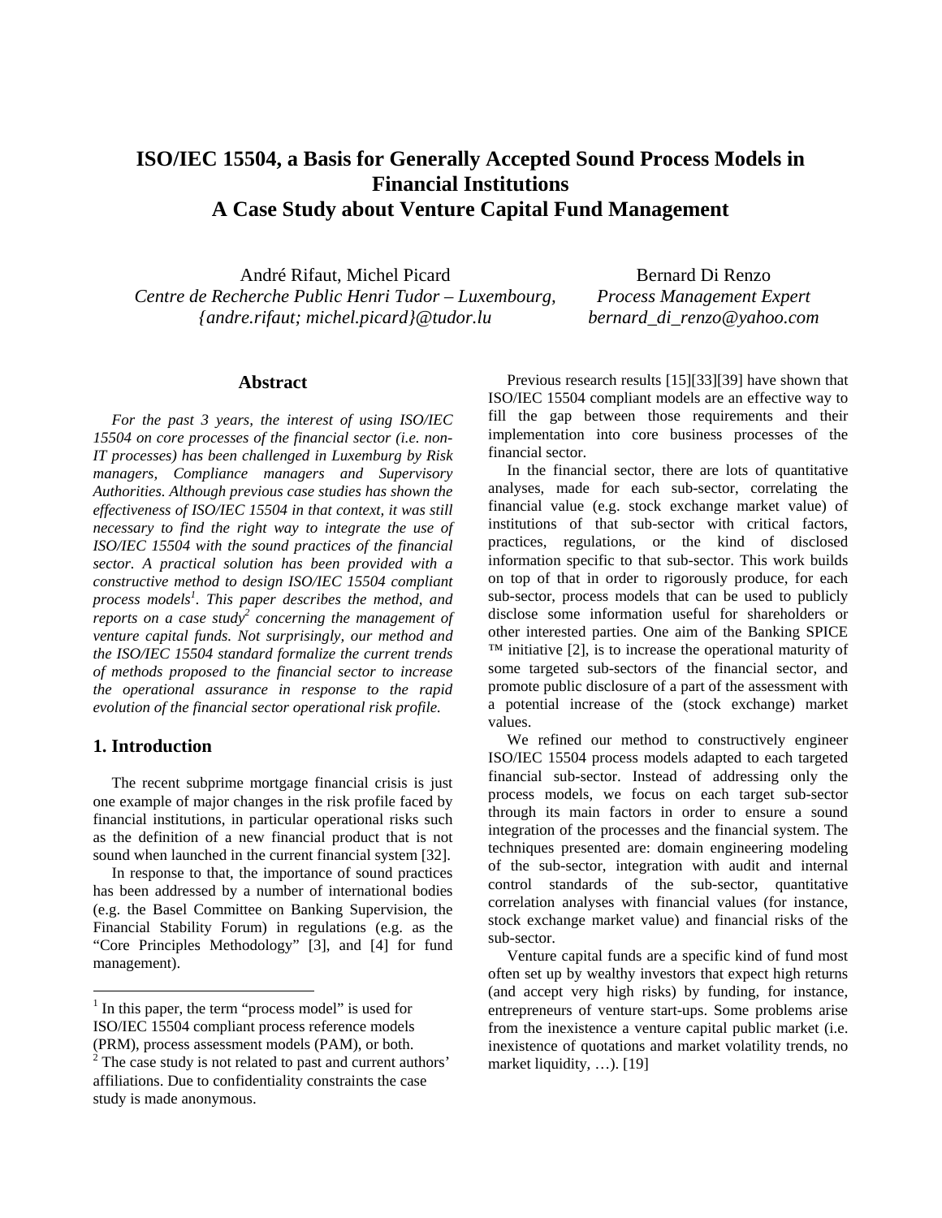# ISO/IEC 15504, a Basis for Generally Accepted Sound Process Models in Financial Institutions
# A Case Study about Venture Capital Fund Management

André Rifaut, Michel Picard
*Centre de Recherche Public Henri Tudor – Luxembourg,*
*{andre.rifaut; michel.picard}@tudor.lu*

Bernard Di Renzo
*Process Management Expert*
*bernard_di_renzo@yahoo.com*

## Abstract

*For the past 3 years, the interest of using ISO/IEC 15504 on core processes of the financial sector (i.e. non-IT processes) has been challenged in Luxemburg by Risk managers, Compliance managers and Supervisory Authorities. Although previous case studies has shown the effectiveness of ISO/IEC 15504 in that context, it was still necessary to find the right way to integrate the use of ISO/IEC 15504 with the sound practices of the financial sector. A practical solution has been provided with a constructive method to design ISO/IEC 15504 compliant process models[1]. This paper describes the method, and reports on a case study[2] concerning the management of venture capital funds. Not surprisingly, our method and the ISO/IEC 15504 standard formalize the current trends of methods proposed to the financial sector to increase the operational assurance in response to the rapid evolution of the financial sector operational risk profile.*

## 1. Introduction

The recent subprime mortgage financial crisis is just one example of major changes in the risk profile faced by financial institutions, in particular operational risks such as the definition of a new financial product that is not sound when launched in the current financial system [32].

In response to that, the importance of sound practices has been addressed by a number of international bodies (e.g. the Basel Committee on Banking Supervision, the Financial Stability Forum) in regulations (e.g. as the "Core Principles Methodology" [3], and [4] for fund management).

Previous research results [15][33][39] have shown that ISO/IEC 15504 compliant models are an effective way to fill the gap between those requirements and their implementation into core business processes of the financial sector.

In the financial sector, there are lots of quantitative analyses, made for each sub-sector, correlating the financial value (e.g. stock exchange market value) of institutions of that sub-sector with critical factors, practices, regulations, or the kind of disclosed information specific to that sub-sector. This work builds on top of that in order to rigorously produce, for each sub-sector, process models that can be used to publicly disclose some information useful for shareholders or other interested parties. One aim of the Banking SPICE ™ initiative [2], is to increase the operational maturity of some targeted sub-sectors of the financial sector, and promote public disclosure of a part of the assessment with a potential increase of the (stock exchange) market values.

We refined our method to constructively engineer ISO/IEC 15504 process models adapted to each targeted financial sub-sector. Instead of addressing only the process models, we focus on each target sub-sector through its main factors in order to ensure a sound integration of the processes and the financial system. The techniques presented are: domain engineering modeling of the sub-sector, integration with audit and internal control standards of the sub-sector, quantitative correlation analyses with financial values (for instance, stock exchange market value) and financial risks of the sub-sector.

Venture capital funds are a specific kind of fund most often set up by wealthy investors that expect high returns (and accept very high risks) by funding, for instance, entrepreneurs of venture start-ups. Some problems arise from the inexistence a venture capital public market (i.e. inexistence of quotations and market volatility trends, no market liquidity, …). [19]

---

[1] In this paper, the term "process model" is used for ISO/IEC 15504 compliant process reference models (PRM), process assessment models (PAM), or both.

[2] The case study is not related to past and current authors' affiliations. Due to confidentiality constraints the case study is made anonymous.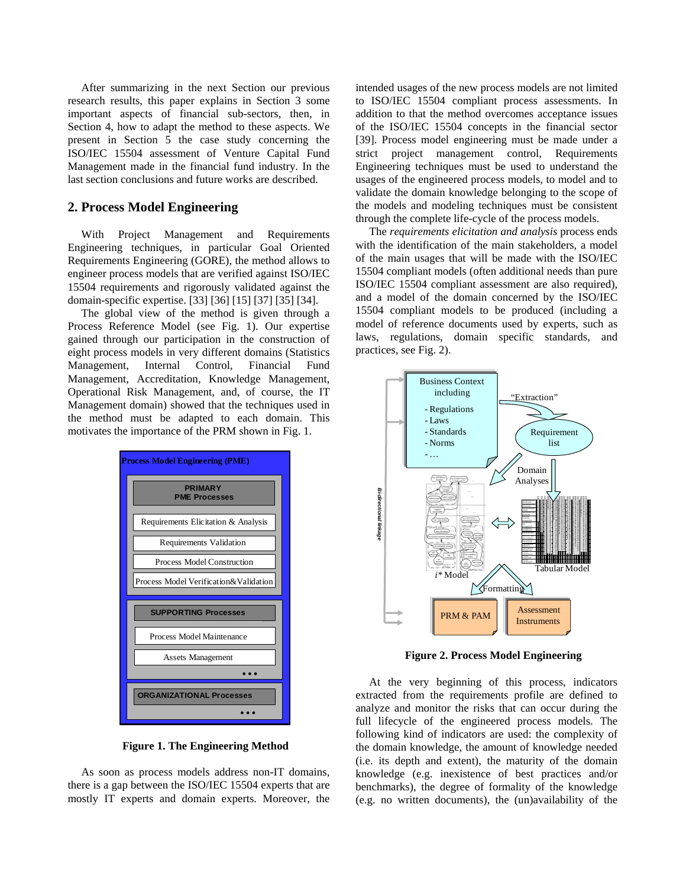After summarizing in the next Section our previous research results, this paper explains in Section 3 some important aspects of financial sub-sectors, then, in Section 4, how to adapt the method to these aspects. We present in Section 5 the case study concerning the ISO/IEC 15504 assessment of Venture Capital Fund Management made in the financial fund industry. In the last section conclusions and future works are described.

## 2. Process Model Engineering

With Project Management and Requirements Engineering techniques, in particular Goal Oriented Requirements Engineering (GORE), the method allows to engineer process models that are verified against ISO/IEC 15504 requirements and rigorously validated against the domain-specific expertise. [33] [36] [15] [37] [35] [34].

The global view of the method is given through a Process Reference Model (see Fig. 1). Our expertise gained through our participation in the construction of eight process models in very different domains (Statistics Management, Internal Control, Financial Fund Management, Accreditation, Knowledge Management, Operational Risk Management, and, of course, the IT Management domain) showed that the techniques used in the method must be adapted to each domain. This motivates the importance of the PRM shown in Fig. 1.

**Figure 1. The Engineering Method**

As soon as process models address non-IT domains, there is a gap between the ISO/IEC 15504 experts that are mostly IT experts and domain experts. Moreover, the intended usages of the new process models are not limited to ISO/IEC 15504 compliant process assessments. In addition to that the method overcomes acceptance issues of the ISO/IEC 15504 concepts in the financial sector [39]. Process model engineering must be made under a strict project management control, Requirements Engineering techniques must be used to understand the usages of the engineered process models, to model and to validate the domain knowledge belonging to the scope of the models and modeling techniques must be consistent through the complete life-cycle of the process models.

The *requirements elicitation and analysis* process ends with the identification of the main stakeholders, a model of the main usages that will be made with the ISO/IEC 15504 compliant models (often additional needs than pure ISO/IEC 15504 compliant assessment are also required), and a model of the domain concerned by the ISO/IEC 15504 compliant models to be produced (including a model of reference documents used by experts, such as laws, regulations, domain specific standards, and practices, see Fig. 2).

**Figure 2. Process Model Engineering**

At the very beginning of this process, indicators extracted from the requirements profile are defined to analyze and monitor the risks that can occur during the full lifecycle of the engineered process models. The following kind of indicators are used: the complexity of the domain knowledge, the amount of knowledge needed (i.e. its depth and extent), the maturity of the domain knowledge (e.g. inexistence of best practices and/or benchmarks), the degree of formality of the knowledge (e.g. no written documents), the (un)availability of the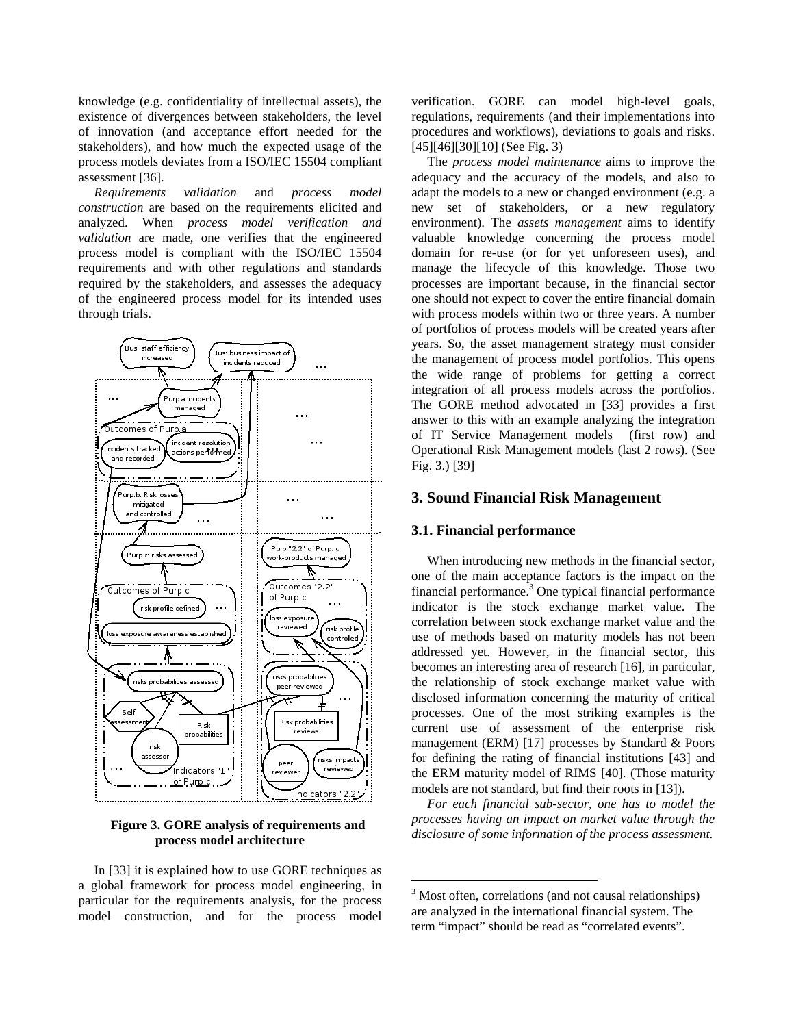knowledge (e.g. confidentiality of intellectual assets), the existence of divergences between stakeholders, the level of innovation (and acceptance effort needed for the stakeholders), and how much the expected usage of the process models deviates from a ISO/IEC 15504 compliant assessment [36].

*Requirements validation* and *process model construction* are based on the requirements elicited and analyzed. When *process model verification and validation* are made, one verifies that the engineered process model is compliant with the ISO/IEC 15504 requirements and with other regulations and standards required by the stakeholders, and assesses the adequacy of the engineered process model for its intended uses through trials.

**Figure 3. GORE analysis of requirements and process model architecture**

In [33] it is explained how to use GORE techniques as a global framework for process model engineering, in particular for the requirements analysis, for the process model construction, and for the process model verification. GORE can model high-level goals, regulations, requirements (and their implementations into procedures and workflows), deviations to goals and risks. [45][46][30][10] (See Fig. 3)

The *process model maintenance* aims to improve the adequacy and the accuracy of the models, and also to adapt the models to a new or changed environment (e.g. a new set of stakeholders, or a new regulatory environment). The *assets management* aims to identify valuable knowledge concerning the process model domain for re-use (or for yet unforeseen uses), and manage the lifecycle of this knowledge. Those two processes are important because, in the financial sector one should not expect to cover the entire financial domain with process models within two or three years. A number of portfolios of process models will be created years after years. So, the asset management strategy must consider the management of process model portfolios. This opens the wide range of problems for getting a correct integration of all process models across the portfolios. The GORE method advocated in [33] provides a first answer to this with an example analyzing the integration of IT Service Management models (first row) and Operational Risk Management models (last 2 rows). (See Fig. 3.) [39]

## 3. Sound Financial Risk Management

### 3.1. Financial performance

When introducing new methods in the financial sector, one of the main acceptance factors is the impact on the financial performance.[3] One typical financial performance indicator is the stock exchange market value. The correlation between stock exchange market value and the use of methods based on maturity models has not been addressed yet. However, in the financial sector, this becomes an interesting area of research [16], in particular, the relationship of stock exchange market value with disclosed information concerning the maturity of critical processes. One of the most striking examples is the current use of assessment of the enterprise risk management (ERM) [17] processes by Standard & Poors for defining the rating of financial institutions [43] and the ERM maturity model of RIMS [40]. (Those maturity models are not standard, but find their roots in [13]).

*For each financial sub-sector, one has to model the processes having an impact on market value through the disclosure of some information of the process assessment.*

[3] Most often, correlations (and not causal relationships) are analyzed in the international financial system. The term "impact" should be read as "correlated events".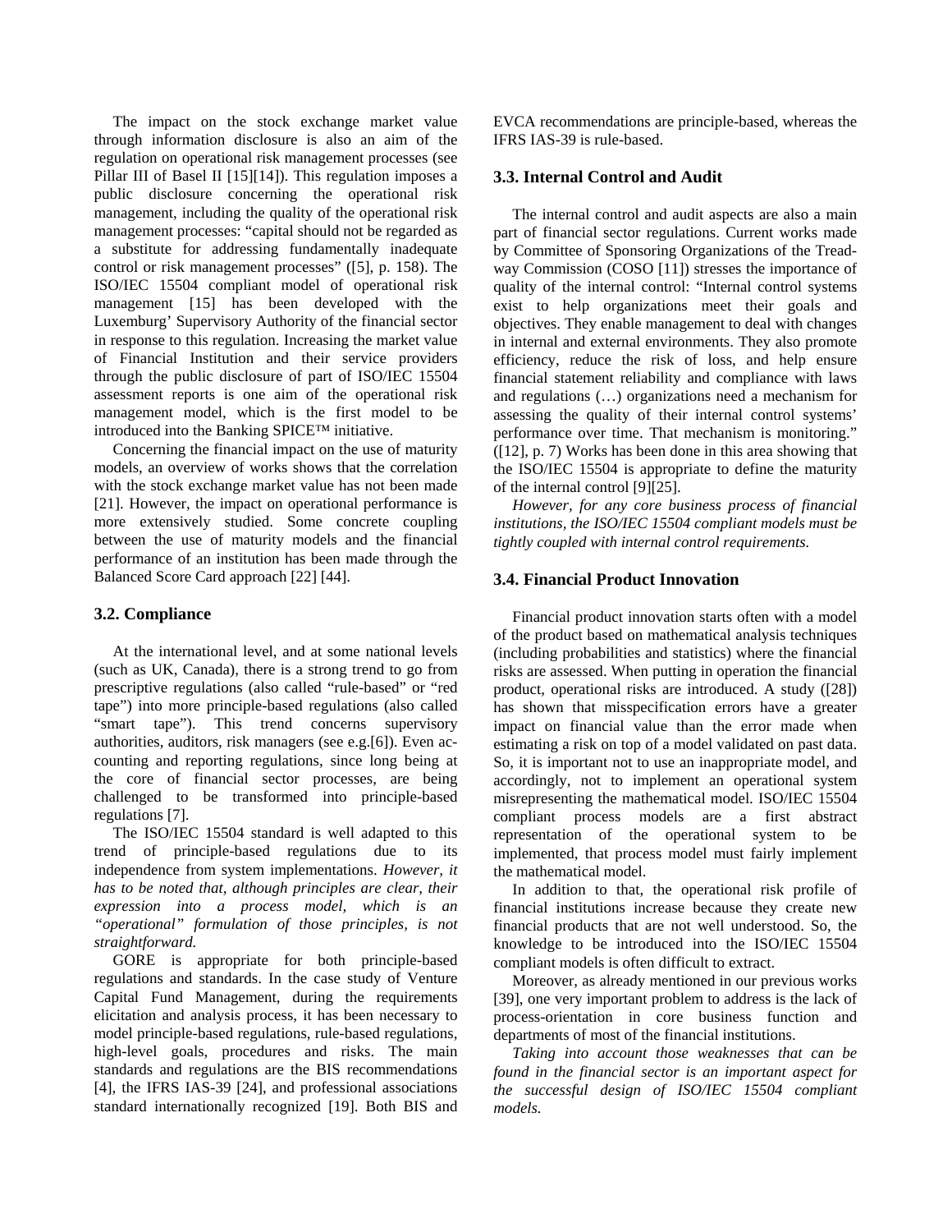The impact on the stock exchange market value through information disclosure is also an aim of the regulation on operational risk management processes (see Pillar III of Basel II [15][14]). This regulation imposes a public disclosure concerning the operational risk management, including the quality of the operational risk management processes: "capital should not be regarded as a substitute for addressing fundamentally inadequate control or risk management processes" ([5], p. 158). The ISO/IEC 15504 compliant model of operational risk management [15] has been developed with the Luxemburg' Supervisory Authority of the financial sector in response to this regulation. Increasing the market value of Financial Institution and their service providers through the public disclosure of part of ISO/IEC 15504 assessment reports is one aim of the operational risk management model, which is the first model to be introduced into the Banking SPICE™ initiative.

Concerning the financial impact on the use of maturity models, an overview of works shows that the correlation with the stock exchange market value has not been made [21]. However, the impact on operational performance is more extensively studied. Some concrete coupling between the use of maturity models and the financial performance of an institution has been made through the Balanced Score Card approach [22] [44].

### 3.2. Compliance

At the international level, and at some national levels (such as UK, Canada), there is a strong trend to go from prescriptive regulations (also called "rule-based" or "red tape") into more principle-based regulations (also called "smart tape"). This trend concerns supervisory authorities, auditors, risk managers (see e.g.[6]). Even accounting and reporting regulations, since long being at the core of financial sector processes, are being challenged to be transformed into principle-based regulations [7].

The ISO/IEC 15504 standard is well adapted to this trend of principle-based regulations due to its independence from system implementations. *However, it has to be noted that, although principles are clear, their expression into a process model, which is an "operational" formulation of those principles, is not straightforward.*

GORE is appropriate for both principle-based regulations and standards. In the case study of Venture Capital Fund Management, during the requirements elicitation and analysis process, it has been necessary to model principle-based regulations, rule-based regulations, high-level goals, procedures and risks. The main standards and regulations are the BIS recommendations [4], the IFRS IAS-39 [24], and professional associations standard internationally recognized [19]. Both BIS and EVCA recommendations are principle-based, whereas the IFRS IAS-39 is rule-based.

### 3.3. Internal Control and Audit

The internal control and audit aspects are also a main part of financial sector regulations. Current works made by Committee of Sponsoring Organizations of the Treadway Commission (COSO [11]) stresses the importance of quality of the internal control: "Internal control systems exist to help organizations meet their goals and objectives. They enable management to deal with changes in internal and external environments. They also promote efficiency, reduce the risk of loss, and help ensure financial statement reliability and compliance with laws and regulations (…) organizations need a mechanism for assessing the quality of their internal control systems' performance over time. That mechanism is monitoring." ([12], p. 7) Works has been done in this area showing that the ISO/IEC 15504 is appropriate to define the maturity of the internal control [9][25].

*However, for any core business process of financial institutions, the ISO/IEC 15504 compliant models must be tightly coupled with internal control requirements.*

### 3.4. Financial Product Innovation

Financial product innovation starts often with a model of the product based on mathematical analysis techniques (including probabilities and statistics) where the financial risks are assessed. When putting in operation the financial product, operational risks are introduced. A study ([28]) has shown that misspecification errors have a greater impact on financial value than the error made when estimating a risk on top of a model validated on past data. So, it is important not to use an inappropriate model, and accordingly, not to implement an operational system misrepresenting the mathematical model. ISO/IEC 15504 compliant process models are a first abstract representation of the operational system to be implemented, that process model must fairly implement the mathematical model.

In addition to that, the operational risk profile of financial institutions increase because they create new financial products that are not well understood. So, the knowledge to be introduced into the ISO/IEC 15504 compliant models is often difficult to extract.

Moreover, as already mentioned in our previous works [39], one very important problem to address is the lack of process-orientation in core business function and departments of most of the financial institutions.

*Taking into account those weaknesses that can be found in the financial sector is an important aspect for the successful design of ISO/IEC 15504 compliant models.*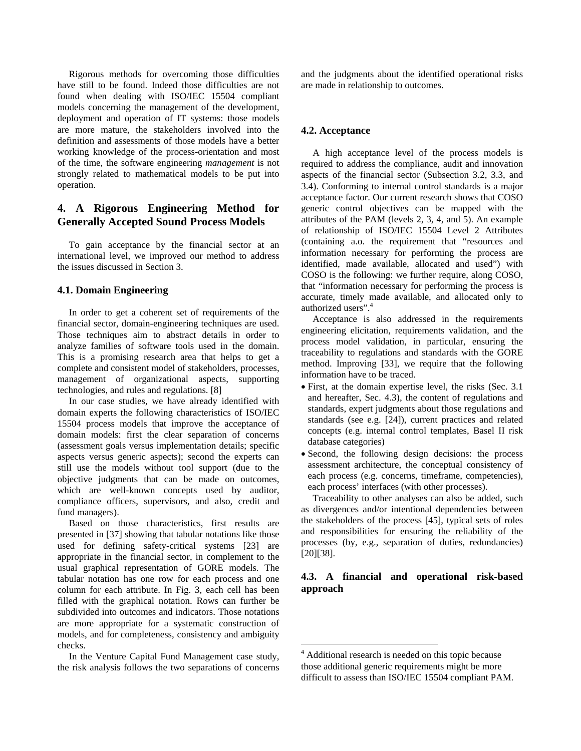Rigorous methods for overcoming those difficulties have still to be found. Indeed those difficulties are not found when dealing with ISO/IEC 15504 compliant models concerning the management of the development, deployment and operation of IT systems: those models are more mature, the stakeholders involved into the definition and assessments of those models have a better working knowledge of the process-orientation and most of the time, the software engineering *management* is not strongly related to mathematical models to be put into operation.

## 4. A Rigorous Engineering Method for Generally Accepted Sound Process Models

To gain acceptance by the financial sector at an international level, we improved our method to address the issues discussed in Section 3.

### 4.1. Domain Engineering

In order to get a coherent set of requirements of the financial sector, domain-engineering techniques are used. Those techniques aim to abstract details in order to analyze families of software tools used in the domain. This is a promising research area that helps to get a complete and consistent model of stakeholders, processes, management of organizational aspects, supporting technologies, and rules and regulations. [8]

In our case studies, we have already identified with domain experts the following characteristics of ISO/IEC 15504 process models that improve the acceptance of domain models: first the clear separation of concerns (assessment goals versus implementation details; specific aspects versus generic aspects); second the experts can still use the models without tool support (due to the objective judgments that can be made on outcomes, which are well-known concepts used by auditor, compliance officers, supervisors, and also, credit and fund managers).

Based on those characteristics, first results are presented in [37] showing that tabular notations like those used for defining safety-critical systems [23] are appropriate in the financial sector, in complement to the usual graphical representation of GORE models. The tabular notation has one row for each process and one column for each attribute. In Fig. 3, each cell has been filled with the graphical notation. Rows can further be subdivided into outcomes and indicators. Those notations are more appropriate for a systematic construction of models, and for completeness, consistency and ambiguity checks.

In the Venture Capital Fund Management case study, the risk analysis follows the two separations of concerns and the judgments about the identified operational risks are made in relationship to outcomes.

### 4.2. Acceptance

A high acceptance level of the process models is required to address the compliance, audit and innovation aspects of the financial sector (Subsection 3.2, 3.3, and 3.4). Conforming to internal control standards is a major acceptance factor. Our current research shows that COSO generic control objectives can be mapped with the attributes of the PAM (levels 2, 3, 4, and 5). An example of relationship of ISO/IEC 15504 Level 2 Attributes (containing a.o. the requirement that "resources and information necessary for performing the process are identified, made available, allocated and used") with COSO is the following: we further require, along COSO, that "information necessary for performing the process is accurate, timely made available, and allocated only to authorized users".[4]

Acceptance is also addressed in the requirements engineering elicitation, requirements validation, and the process model validation, in particular, ensuring the traceability to regulations and standards with the GORE method. Improving [33], we require that the following information have to be traced.

- First, at the domain expertise level, the risks (Sec. 3.1 and hereafter, Sec. 4.3), the content of regulations and standards, expert judgments about those regulations and standards (see e.g. [24]), current practices and related concepts (e.g. internal control templates, Basel II risk database categories)
- Second, the following design decisions: the process assessment architecture, the conceptual consistency of each process (e.g. concerns, timeframe, competencies), each process' interfaces (with other processes).

Traceability to other analyses can also be added, such as divergences and/or intentional dependencies between the stakeholders of the process [45], typical sets of roles and responsibilities for ensuring the reliability of the processes (by, e.g., separation of duties, redundancies) [20][38].

### 4.3. A financial and operational risk-based approach

[4] Additional research is needed on this topic because those additional generic requirements might be more difficult to assess than ISO/IEC 15504 compliant PAM.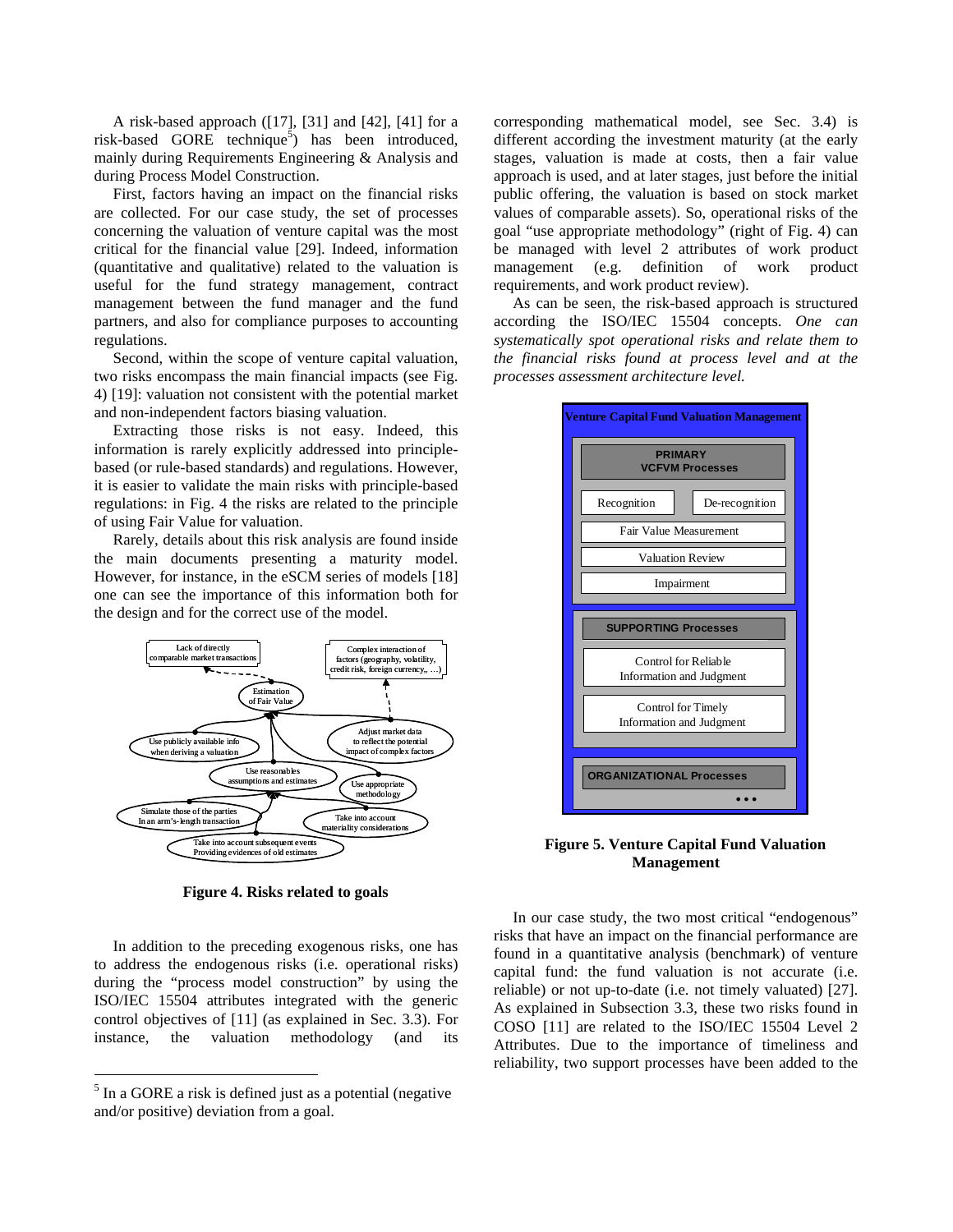A risk-based approach ([17], [31] and [42], [41] for a risk-based GORE technique[5]) has been introduced, mainly during Requirements Engineering & Analysis and during Process Model Construction.

First, factors having an impact on the financial risks are collected. For our case study, the set of processes concerning the valuation of venture capital was the most critical for the financial value [29]. Indeed, information (quantitative and qualitative) related to the valuation is useful for the fund strategy management, contract management between the fund manager and the fund partners, and also for compliance purposes to accounting regulations.

Second, within the scope of venture capital valuation, two risks encompass the main financial impacts (see Fig. 4) [19]: valuation not consistent with the potential market and non-independent factors biasing valuation.

Extracting those risks is not easy. Indeed, this information is rarely explicitly addressed into principle-based (or rule-based standards) and regulations. However, it is easier to validate the main risks with principle-based regulations: in Fig. 4 the risks are related to the principle of using Fair Value for valuation.

Rarely, details about this risk analysis are found inside the main documents presenting a maturity model. However, for instance, in the eSCM series of models [18] one can see the importance of this information both for the design and for the correct use of the model.

Lack of directly comparable market transactions

Complex interaction of factors (geography, volatility, credit risk, foreign currency,, …)

Estimation of Fair Value

Use publicly available info when deriving a valuation

Adjust market data to reflect the potential impact of complex factors

Use reasonables assumptions and estimates

Use appropriate methodology

Simulate those of the parties In an arm's-length transaction

Take into account materiality considerations

Take into account subsequent events Providing evidences of old estimates

**Figure 4. Risks related to goals**

In addition to the preceding exogenous risks, one has to address the endogenous risks (i.e. operational risks) during the "process model construction" by using the ISO/IEC 15504 attributes integrated with the generic control objectives of [11] (as explained in Sec. 3.3). For instance, the valuation methodology (and its corresponding mathematical model, see Sec. 3.4) is different according the investment maturity (at the early stages, valuation is made at costs, then a fair value approach is used, and at later stages, just before the initial public offering, the valuation is based on stock market values of comparable assets). So, operational risks of the goal "use appropriate methodology" (right of Fig. 4) can be managed with level 2 attributes of work product management (e.g. definition of work product requirements, and work product review).

As can be seen, the risk-based approach is structured according the ISO/IEC 15504 concepts. *One can systematically spot operational risks and relate them to the financial risks found at process level and at the processes assessment architecture level.*

Venture Capital Fund Valuation Management

PRIMARY VCFVM Processes

Recognition | De-recognition

Fair Value Measurement

Valuation Review

Impairment

SUPPORTING Processes

Control for Reliable Information and Judgment

Control for Timely Information and Judgment

ORGANIZATIONAL Processes

• • •

**Figure 5. Venture Capital Fund Valuation Management**

In our case study, the two most critical "endogenous" risks that have an impact on the financial performance are found in a quantitative analysis (benchmark) of venture capital fund: the fund valuation is not accurate (i.e. reliable) or not up-to-date (i.e. not timely valuated) [27]. As explained in Subsection 3.3, these two risks found in COSO [11] are related to the ISO/IEC 15504 Level 2 Attributes. Due to the importance of timeliness and reliability, two support processes have been added to the

[5] In a GORE a risk is defined just as a potential (negative and/or positive) deviation from a goal.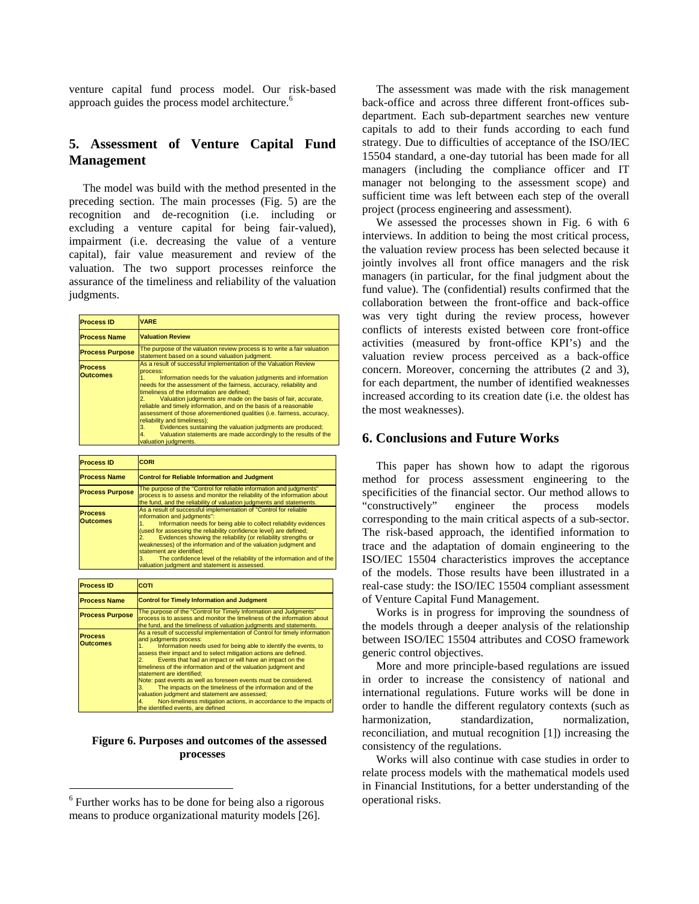venture capital fund process model. Our risk-based approach guides the process model architecture.[6]

## 5. Assessment of Venture Capital Fund Management

The model was build with the method presented in the preceding section. The main processes (Fig. 5) are the recognition and de-recognition (i.e. including or excluding a venture capital for being fair-valued), impairment (i.e. decreasing the value of a venture capital), fair value measurement and review of the valuation. The two support processes reinforce the assurance of the timeliness and reliability of the valuation judgments.

| Process ID | VARE |
|---|---|
| Process Name | Valuation Review |
| Process Purpose | The purpose of the valuation review process is to write a fair valuation statement based on a sound valuation judgment. |
| Process Outcomes | As a result of successful implementation of the Valuation Review process: 1. Information needs for the valuation judgments and information needs for the assessment of the fairness, accuracy, reliability and timeliness of the information are defined; 2. Valuation judgments are made on the basis of fair, accurate, reliable and timely information, and on the basis of a reasonable assessment of those aforementioned qualities (i.e. fairness, accuracy, reliability and timeliness); 3. Evidences sustaining the valuation judgments are produced; 4. Valuation statements are made accordingly to the results of the valuation judgments. |

| Process ID | CORI |
|---|---|
| Process Name | Control for Reliable Information and Judgment |
| Process Purpose | The purpose of the "Control for reliable information and judgments" process is to assess and monitor the reliability of the information about the fund, and the reliability of valuation judgments and statements. |
| Process Outcomes | As a result of successful implementation of "Control for reliable information and judgments": 1. Information needs for being able to collect reliability evidences (used for assessing the reliability confidence level) are defined; 2. Evidences showing the reliability (or reliability strengths or weaknesses) of the information and of the valuation judgment and statement are identified; 3. The confidence level of the reliability of the information and of the valuation judgment and statement is assessed. |

| Process ID | COTI |
|---|---|
| Process Name | Control for Timely Information and Judgment |
| Process Purpose | The purpose of the "Control for Timely Information and Judgments" process is to assess and monitor the timeliness of the information about the fund, and the timeliness of valuation judgments and statements. |
| Process Outcomes | As a result of successful implementation of Control for timely information and judgments process: 1. Information needs used for being able to identify the events, to assess their impact and to select mitigation actions are defined. 2. Events that had an impact or will have an impact on the timeliness of the information and of the valuation judgment and statement are identified; Note: past events as well as foreseen events must be considered. 3. The impacts on the timeliness of the information and of the valuation judgment and statement are assessed; 4. Non-timeliness mitigation actions, in accordance to the impacts of the identified events, are defined |

**Figure 6. Purposes and outcomes of the assessed processes**

The assessment was made with the risk management back-office and across three different front-offices sub-department. Each sub-department searches new venture capitals to add to their funds according to each fund strategy. Due to difficulties of acceptance of the ISO/IEC 15504 standard, a one-day tutorial has been made for all managers (including the compliance officer and IT manager not belonging to the assessment scope) and sufficient time was left between each step of the overall project (process engineering and assessment).

We assessed the processes shown in Fig. 6 with 6 interviews. In addition to being the most critical process, the valuation review process has been selected because it jointly involves all front office managers and the risk managers (in particular, for the final judgment about the fund value). The (confidential) results confirmed that the collaboration between the front-office and back-office was very tight during the review process, however conflicts of interests existed between core front-office activities (measured by front-office KPI's) and the valuation review process perceived as a back-office concern. Moreover, concerning the attributes (2 and 3), for each department, the number of identified weaknesses increased according to its creation date (i.e. the oldest has the most weaknesses).

## 6. Conclusions and Future Works

This paper has shown how to adapt the rigorous method for process assessment engineering to the specificities of the financial sector. Our method allows to "constructively" engineer the process models corresponding to the main critical aspects of a sub-sector. The risk-based approach, the identified information to trace and the adaptation of domain engineering to the ISO/IEC 15504 characteristics improves the acceptance of the models. Those results have been illustrated in a real-case study: the ISO/IEC 15504 compliant assessment of Venture Capital Fund Management.

Works is in progress for improving the soundness of the models through a deeper analysis of the relationship between ISO/IEC 15504 attributes and COSO framework generic control objectives.

More and more principle-based regulations are issued in order to increase the consistency of national and international regulations. Future works will be done in order to handle the different regulatory contexts (such as harmonization, standardization, normalization, reconciliation, and mutual recognition [1]) increasing the consistency of the regulations.

Works will also continue with case studies in order to relate process models with the mathematical models used in Financial Institutions, for a better understanding of the operational risks.

[6] Further works has to be done for being also a rigorous means to produce organizational maturity models [26].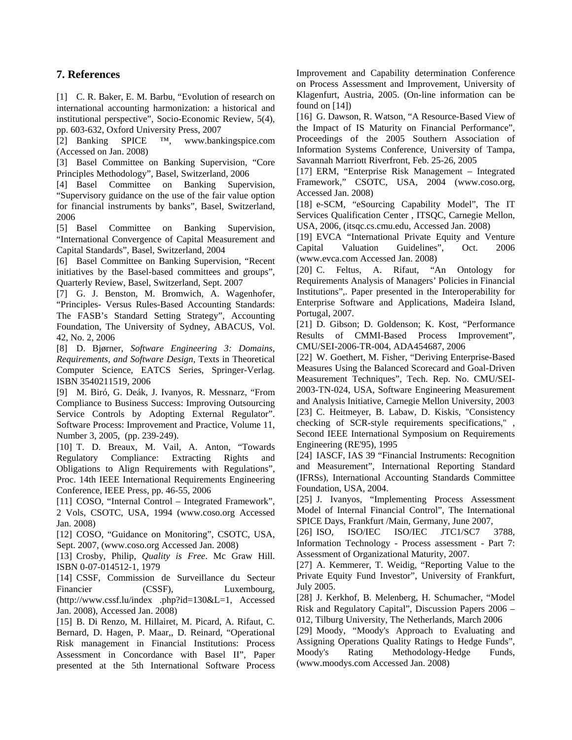## 7. References

[1] C. R. Baker, E. M. Barbu, "Evolution of research on international accounting harmonization: a historical and institutional perspective", Socio-Economic Review, 5(4), pp. 603-632, Oxford University Press, 2007

[2] Banking SPICE ™, www.bankingspice.com (Accessed on Jan. 2008)

[3] Basel Committee on Banking Supervision, "Core Principles Methodology", Basel, Switzerland, 2006

[4] Basel Committee on Banking Supervision, "Supervisory guidance on the use of the fair value option for financial instruments by banks", Basel, Switzerland, 2006

[5] Basel Committee on Banking Supervision, "International Convergence of Capital Measurement and Capital Standards", Basel, Switzerland, 2004

[6] Basel Committee on Banking Supervision, "Recent initiatives by the Basel-based committees and groups", Quarterly Review, Basel, Switzerland, Sept. 2007

[7] G. J. Benston, M. Bromwich, A. Wagenhofer, "Principles- Versus Rules-Based Accounting Standards: The FASB's Standard Setting Strategy", Accounting Foundation, The University of Sydney, ABACUS, Vol. 42, No. 2, 2006

[8] D. Bjørner, *Software Engineering 3: Domains, Requirements, and Software Design*, Texts in Theoretical Computer Science, EATCS Series, Springer-Verlag. ISBN 3540211519, 2006

[9] M. Biró, G. Deák, J. Ivanyos, R. Messnarz, "From Compliance to Business Success: Improving Outsourcing Service Controls by Adopting External Regulator". Software Process: Improvement and Practice, Volume 11, Number 3, 2005, (pp. 239-249).

[10] T. D. Breaux, M. Vail, A. Anton, "Towards Regulatory Compliance: Extracting Rights and Obligations to Align Requirements with Regulations", Proc. 14th IEEE International Requirements Engineering Conference, IEEE Press, pp. 46-55, 2006

[11] COSO, "Internal Control – Integrated Framework", 2 Vols, CSOTC, USA, 1994 (www.coso.org Accessed Jan. 2008)

[12] COSO, "Guidance on Monitoring", CSOTC, USA, Sept. 2007, (www.coso.org Accessed Jan. 2008)

[13] Crosby, Philip, *Quality is Free*. Mc Graw Hill. ISBN 0-07-014512-1, 1979

[14] CSSF, Commission de Surveillance du Secteur Financier (CSSF), Luxembourg, (http://www.cssf.lu/index .php?id=130&L=1, Accessed Jan. 2008), Accessed Jan. 2008)

[15] B. Di Renzo, M. Hillairet, M. Picard, A. Rifaut, C. Bernard, D. Hagen, P. Maar,, D. Reinard, "Operational Risk management in Financial Institutions: Process Assessment in Concordance with Basel II", Paper presented at the 5th International Software Process Improvement and Capability determination Conference on Process Assessment and Improvement, University of Klagenfurt, Austria, 2005. (On-line information can be found on [14])

[16] G. Dawson, R. Watson, "A Resource-Based View of the Impact of IS Maturity on Financial Performance", Proceedings of the 2005 Southern Association of Information Systems Conference, University of Tampa, Savannah Marriott Riverfront, Feb. 25-26, 2005

[17] ERM, "Enterprise Risk Management – Integrated Framework," CSOTC, USA, 2004 (www.coso.org, Accessed Jan. 2008)

[18] e-SCM, "eSourcing Capability Model", The IT Services Qualification Center , ITSQC, Carnegie Mellon, USA, 2006, (itsqc.cs.cmu.edu, Accessed Jan. 2008)

[19] EVCA "International Private Equity and Venture Capital Valuation Guidelines", Oct. 2006 (www.evca.com Accessed Jan. 2008)

[20] C. Feltus, A. Rifaut, "An Ontology for Requirements Analysis of Managers' Policies in Financial Institutions",. Paper presented in the Interoperability for Enterprise Software and Applications, Madeira Island, Portugal, 2007.

[21] D. Gibson; D. Goldenson; K. Kost, "Performance Results of CMMI-Based Process Improvement", CMU/SEI-2006-TR-004, ADA454687, 2006

[22] W. Goethert, M. Fisher, "Deriving Enterprise-Based Measures Using the Balanced Scorecard and Goal-Driven Measurement Techniques", Tech. Rep. No. CMU/SEI-2003-TN-024, USA, Software Engineering Measurement and Analysis Initiative, Carnegie Mellon University, 2003

[23] C. Heitmeyer, B. Labaw, D. Kiskis, "Consistency checking of SCR-style requirements specifications," , Second IEEE International Symposium on Requirements Engineering (RE'95), 1995

[24] IASCF, IAS 39 "Financial Instruments: Recognition and Measurement", International Reporting Standard (IFRSs), International Accounting Standards Committee Foundation, USA, 2004.

[25] J. Ivanyos, "Implementing Process Assessment Model of Internal Financial Control", The International SPICE Days, Frankfurt /Main, Germany, June 2007,

[26] ISO, ISO/IEC ISO/IEC JTC1/SC7 3788, Information Technology - Process assessment - Part 7: Assessment of Organizational Maturity, 2007.

[27] A. Kemmerer, T. Weidig, "Reporting Value to the Private Equity Fund Investor", University of Frankfurt, July 2005.

[28] J. Kerkhof, B. Melenberg, H. Schumacher, "Model Risk and Regulatory Capital", Discussion Papers 2006 – 012, Tilburg University, The Netherlands, March 2006

[29] Moody, "Moody's Approach to Evaluating and Assigning Operations Quality Ratings to Hedge Funds", Moody's Rating Methodology-Hedge Funds, (www.moodys.com Accessed Jan. 2008)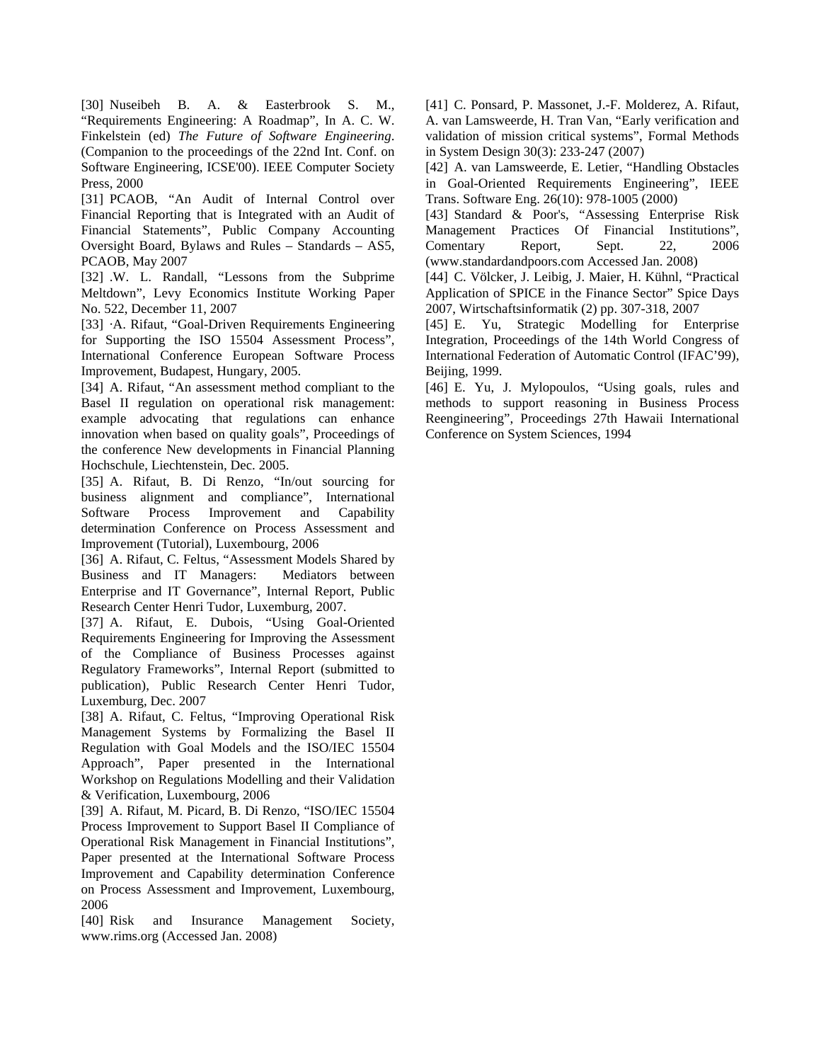[30] Nuseibeh B. A. & Easterbrook S. M., "Requirements Engineering: A Roadmap", In A. C. W. Finkelstein (ed) *The Future of Software Engineering*. (Companion to the proceedings of the 22nd Int. Conf. on Software Engineering, ICSE'00). IEEE Computer Society Press, 2000

[31] PCAOB, "An Audit of Internal Control over Financial Reporting that is Integrated with an Audit of Financial Statements", Public Company Accounting Oversight Board, Bylaws and Rules – Standards – AS5, PCAOB, May 2007

[32] .W. L. Randall, "Lessons from the Subprime Meltdown", Levy Economics Institute Working Paper No. 522, December 11, 2007

[33] ·A. Rifaut, "Goal-Driven Requirements Engineering for Supporting the ISO 15504 Assessment Process", International Conference European Software Process Improvement, Budapest, Hungary, 2005.

[34] A. Rifaut, "An assessment method compliant to the Basel II regulation on operational risk management: example advocating that regulations can enhance innovation when based on quality goals", Proceedings of the conference New developments in Financial Planning Hochschule, Liechtenstein, Dec. 2005.

[35] A. Rifaut, B. Di Renzo, "In/out sourcing for business alignment and compliance", International Software Process Improvement and Capability determination Conference on Process Assessment and Improvement (Tutorial), Luxembourg, 2006

[36] A. Rifaut, C. Feltus, "Assessment Models Shared by Business and IT Managers: Mediators between Enterprise and IT Governance", Internal Report, Public Research Center Henri Tudor, Luxemburg, 2007.

[37] A. Rifaut, E. Dubois, "Using Goal-Oriented Requirements Engineering for Improving the Assessment of the Compliance of Business Processes against Regulatory Frameworks", Internal Report (submitted to publication), Public Research Center Henri Tudor, Luxemburg, Dec. 2007

[38] A. Rifaut, C. Feltus, "Improving Operational Risk Management Systems by Formalizing the Basel II Regulation with Goal Models and the ISO/IEC 15504 Approach", Paper presented in the International Workshop on Regulations Modelling and their Validation & Verification, Luxembourg, 2006

[39] A. Rifaut, M. Picard, B. Di Renzo, "ISO/IEC 15504 Process Improvement to Support Basel II Compliance of Operational Risk Management in Financial Institutions", Paper presented at the International Software Process Improvement and Capability determination Conference on Process Assessment and Improvement, Luxembourg, 2006

[40] Risk and Insurance Management Society, www.rims.org (Accessed Jan. 2008)

[41] C. Ponsard, P. Massonet, J.-F. Molderez, A. Rifaut, A. van Lamsweerde, H. Tran Van, "Early verification and validation of mission critical systems", Formal Methods in System Design 30(3): 233-247 (2007)

[42] A. van Lamsweerde, E. Letier, "Handling Obstacles in Goal-Oriented Requirements Engineering", IEEE Trans. Software Eng. 26(10): 978-1005 (2000)

[43] Standard & Poor's, "Assessing Enterprise Risk Management Practices Of Financial Institutions", Comentary Report, Sept. 22, 2006 (www.standardandpoors.com Accessed Jan. 2008)

[44] C. Völcker, J. Leibig, J. Maier, H. Kühnl, "Practical Application of SPICE in the Finance Sector" Spice Days 2007, Wirtschaftsinformatik (2) pp. 307-318, 2007

[45] E. Yu, Strategic Modelling for Enterprise Integration, Proceedings of the 14th World Congress of International Federation of Automatic Control (IFAC'99), Beijing, 1999.

[46] E. Yu, J. Mylopoulos, "Using goals, rules and methods to support reasoning in Business Process Reengineering", Proceedings 27th Hawaii International Conference on System Sciences, 1994